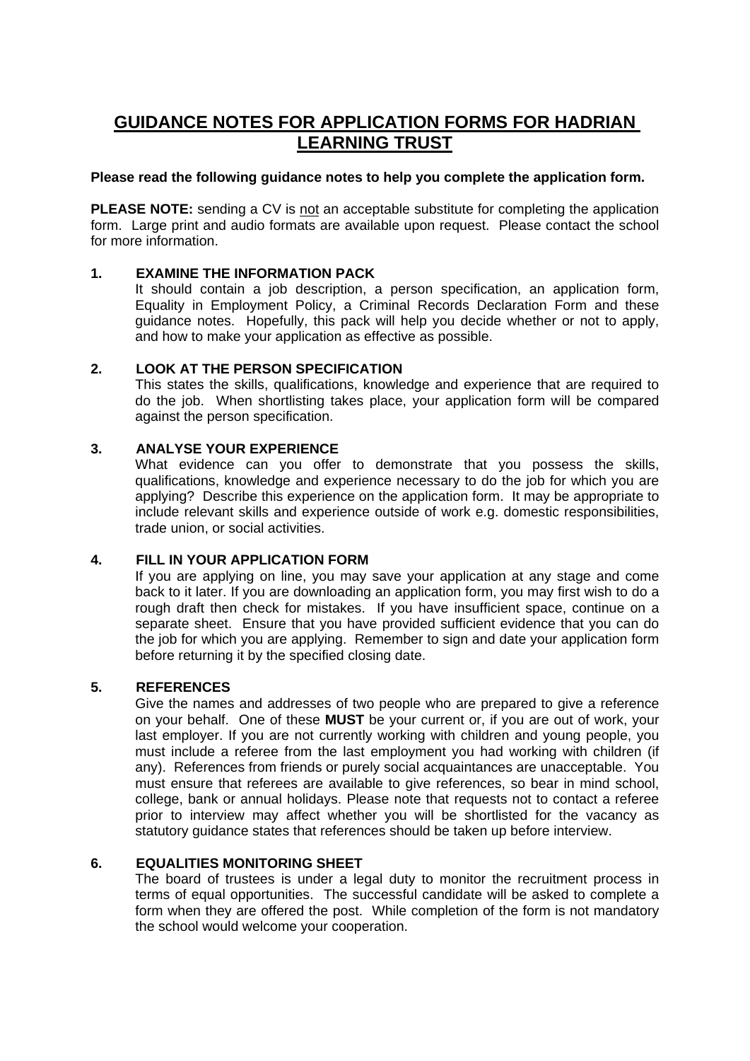# GUIDANCE NOTES FOR APPLICATION FORMS FOR HADRIAN LEARNING TRUST

**Please read the following guidance notes to help you complete the application form.**

**PLEASE NOTE:** sending a CV is <u>not</u> an acceptable substitute for completing the application form. Large print and audio formats are available upon request. Please contact the school for more information.

## 1. EXAMINE THE INFORMATION PACK

It should contain a job description, a person specification, an application form, Equality in Employment Policy, a Criminal Records Declaration Form and these guidance notes. Hopefully, this pack will help you decide whether or not to apply, and how to make your application as effective as possible.

## 2. LOOK AT THE PERSON SPECIFICATION

This states the skills, qualifications, knowledge and experience that are required to do the job. When shortlisting takes place, your application form will be compared against the person specification.

## 3. ANALYSE YOUR EXPERIENCE

What evidence can you offer to demonstrate that you possess the skills, qualifications, knowledge and experience necessary to do the job for which you are applying? Describe this experience on the application form. It may be appropriate to include relevant skills and experience outside of work e.g. domestic responsibilities, trade union, or social activities.

## 4. FILL IN YOUR APPLICATION FORM

If you are applying on line, you may save your application at any stage and come back to it later. If you are downloading an application form, you may first wish to do a rough draft then check for mistakes. If you have insufficient space, continue on a separate sheet. Ensure that you have provided sufficient evidence that you can do the job for which you are applying. Remember to sign and date your application form before returning it by the specified closing date.

## 5. REFERENCES

Give the names and addresses of two people who are prepared to give a reference on your behalf. One of these **MUST** be your current or, if you are out of work, your last employer. If you are not currently working with children and young people, you must include a referee from the last employment you had working with children (if any). References from friends or purely social acquaintances are unacceptable. You must ensure that referees are available to give references, so bear in mind school, college, bank or annual holidays. Please note that requests not to contact a referee prior to interview may affect whether you will be shortlisted for the vacancy as statutory guidance states that references should be taken up before interview.

## 6. EQUALITIES MONITORING SHEET

The board of trustees is under a legal duty to monitor the recruitment process in terms of equal opportunities. The successful candidate will be asked to complete a form when they are offered the post. While completion of the form is not mandatory the school would welcome your cooperation.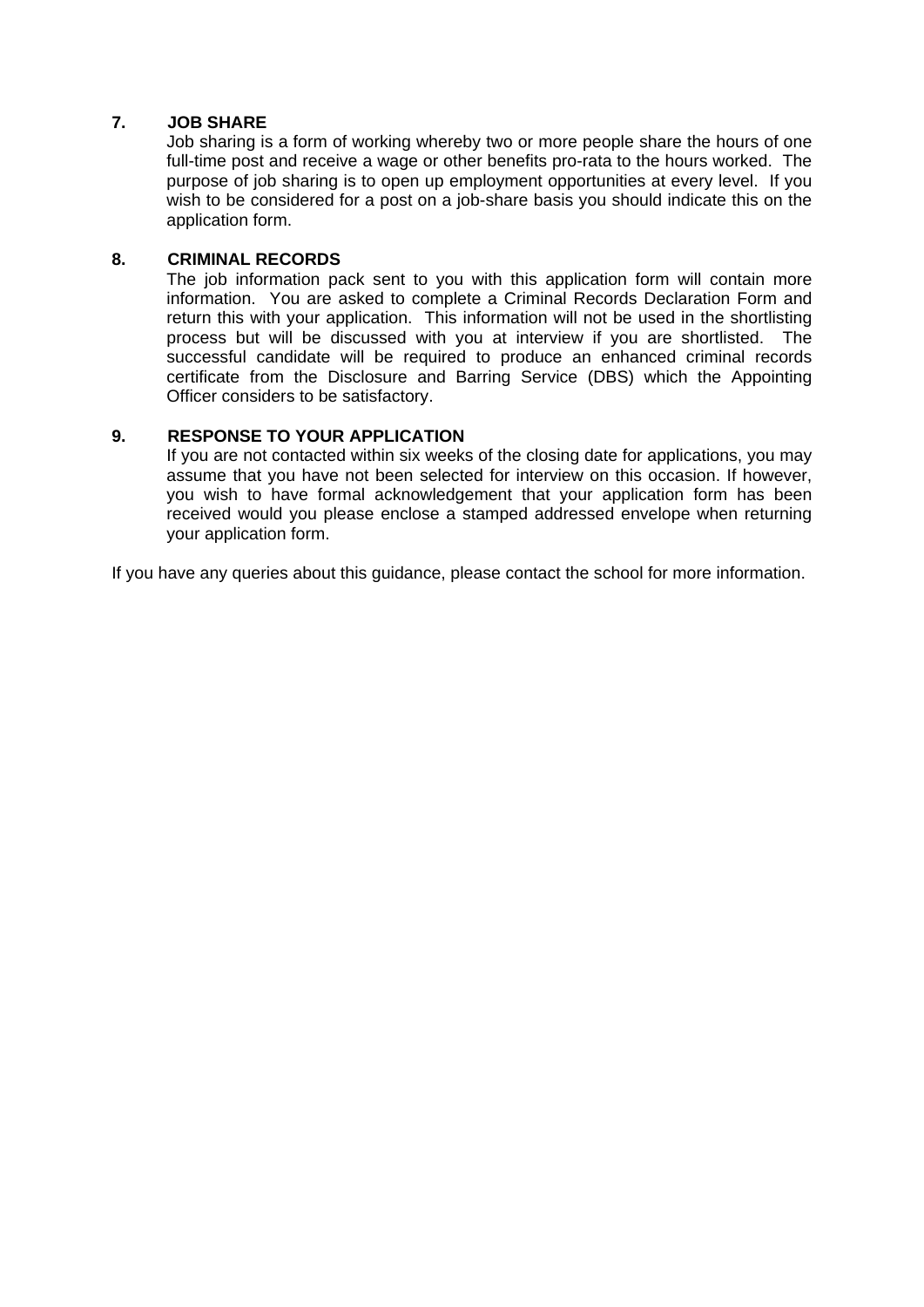## 7. JOB SHARE

Job sharing is a form of working whereby two or more people share the hours of one full-time post and receive a wage or other benefits pro-rata to the hours worked. The purpose of job sharing is to open up employment opportunities at every level. If you wish to be considered for a post on a job-share basis you should indicate this on the application form.

## 8. CRIMINAL RECORDS

The job information pack sent to you with this application form will contain more information. You are asked to complete a Criminal Records Declaration Form and return this with your application. This information will not be used in the shortlisting process but will be discussed with you at interview if you are shortlisted. The successful candidate will be required to produce an enhanced criminal records certificate from the Disclosure and Barring Service (DBS) which the Appointing Officer considers to be satisfactory.

## 9. RESPONSE TO YOUR APPLICATION

If you are not contacted within six weeks of the closing date for applications, you may assume that you have not been selected for interview on this occasion. If however, you wish to have formal acknowledgement that your application form has been received would you please enclose a stamped addressed envelope when returning your application form.

If you have any queries about this guidance, please contact the school for more information.